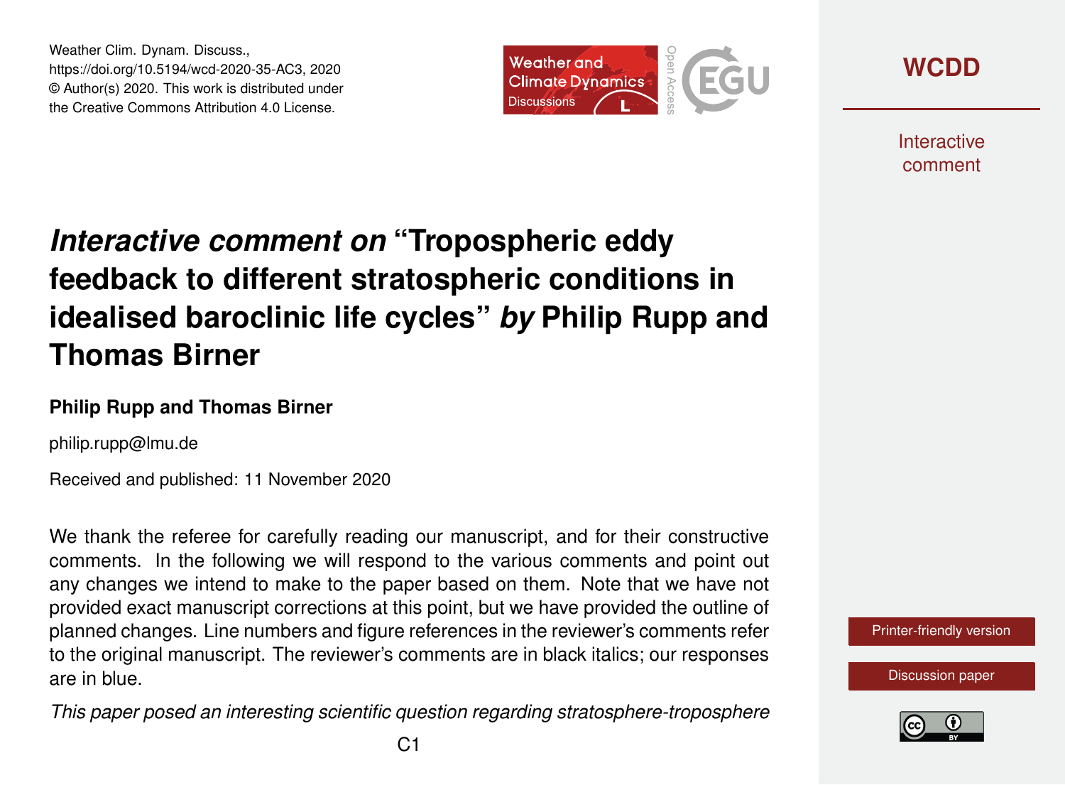Weather Clim. Dynam. Discuss.,
https://doi.org/10.5194/wcd-2020-35-AC3, 2020
© Author(s) 2020. This work is distributed under
the Creative Commons Attribution 4.0 License.

# *Interactive comment on* "Tropospheric eddy feedback to different stratospheric conditions in idealised baroclinic life cycles" *by* Philip Rupp and Thomas Birner

**Philip Rupp and Thomas Birner**

philip.rupp@lmu.de

Received and published: 11 November 2020

We thank the referee for carefully reading our manuscript, and for their constructive comments. In the following we will respond to the various comments and point out any changes we intend to make to the paper based on them. Note that we have not provided exact manuscript corrections at this point, but we have provided the outline of planned changes. Line numbers and figure references in the reviewer's comments refer to the original manuscript. The reviewer's comments are in black italics; our responses are in blue.

*This paper posed an interesting scientific question regarding stratosphere-troposphere*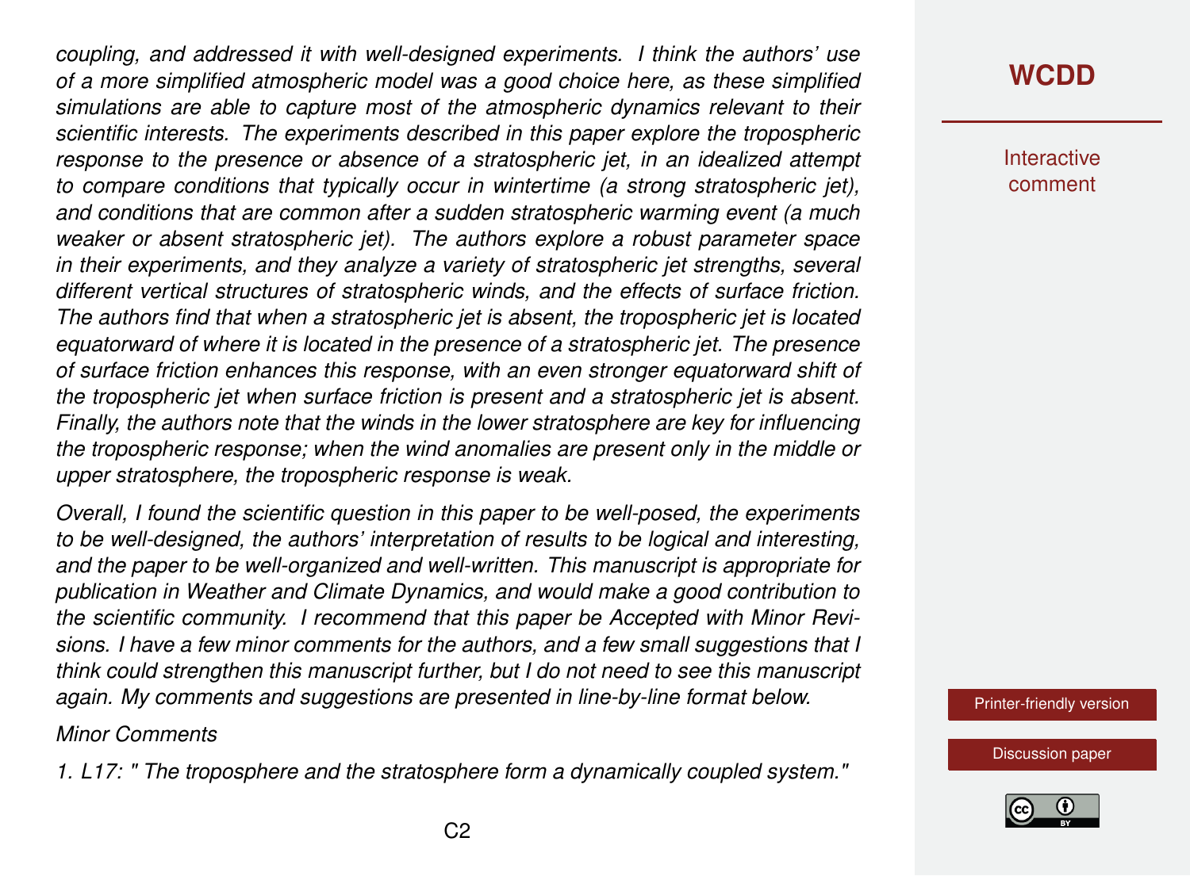*coupling, and addressed it with well-designed experiments. I think the authors' use of a more simplified atmospheric model was a good choice here, as these simplified simulations are able to capture most of the atmospheric dynamics relevant to their scientific interests. The experiments described in this paper explore the tropospheric response to the presence or absence of a stratospheric jet, in an idealized attempt to compare conditions that typically occur in wintertime (a strong stratospheric jet), and conditions that are common after a sudden stratospheric warming event (a much weaker or absent stratospheric jet). The authors explore a robust parameter space in their experiments, and they analyze a variety of stratospheric jet strengths, several different vertical structures of stratospheric winds, and the effects of surface friction. The authors find that when a stratospheric jet is absent, the tropospheric jet is located equatorward of where it is located in the presence of a stratospheric jet. The presence of surface friction enhances this response, with an even stronger equatorward shift of the tropospheric jet when surface friction is present and a stratospheric jet is absent. Finally, the authors note that the winds in the lower stratosphere are key for influencing the tropospheric response; when the wind anomalies are present only in the middle or upper stratosphere, the tropospheric response is weak.*

*Overall, I found the scientific question in this paper to be well-posed, the experiments to be well-designed, the authors' interpretation of results to be logical and interesting, and the paper to be well-organized and well-written. This manuscript is appropriate for publication in Weather and Climate Dynamics, and would make a good contribution to the scientific community. I recommend that this paper be Accepted with Minor Revisions. I have a few minor comments for the authors, and a few small suggestions that I think could strengthen this manuscript further, but I do not need to see this manuscript again. My comments and suggestions are presented in line-by-line format below.*

*Minor Comments*

*1. L17: " The troposphere and the stratosphere form a dynamically coupled system."*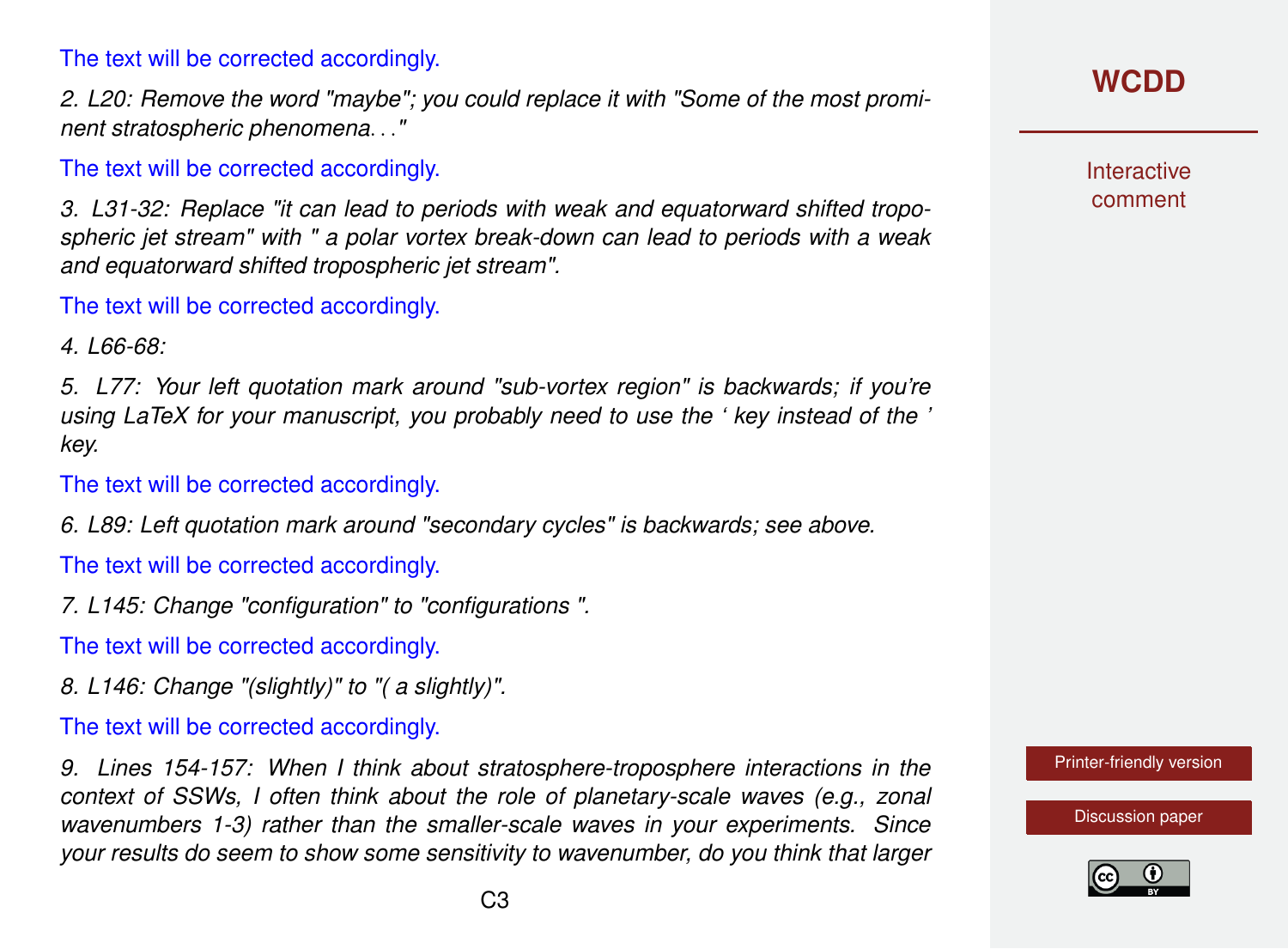The text will be corrected accordingly.

*2. L20: Remove the word "maybe"; you could replace it with "Some of the most prominent stratospheric phenomena. . ."*

The text will be corrected accordingly.

*3. L31-32: Replace "it can lead to periods with weak and equatorward shifted tropospheric jet stream" with " a polar vortex break-down can lead to periods with a weak and equatorward shifted tropospheric jet stream".*

The text will be corrected accordingly.

*4. L66-68:*

*5. L77: Your left quotation mark around "sub-vortex region" is backwards; if you're using LaTeX for your manuscript, you probably need to use the ' key instead of the ' key.*

The text will be corrected accordingly.

*6. L89: Left quotation mark around "secondary cycles" is backwards; see above.*

The text will be corrected accordingly.

*7. L145: Change "configuration" to "configurations ".*

The text will be corrected accordingly.

*8. L146: Change "(slightly)" to "( a slightly)".*

The text will be corrected accordingly.

*9. Lines 154-157: When I think about stratosphere-troposphere interactions in the context of SSWs, I often think about the role of planetary-scale waves (e.g., zonal wavenumbers 1-3) rather than the smaller-scale waves in your experiments. Since your results do seem to show some sensitivity to wavenumber, do you think that larger*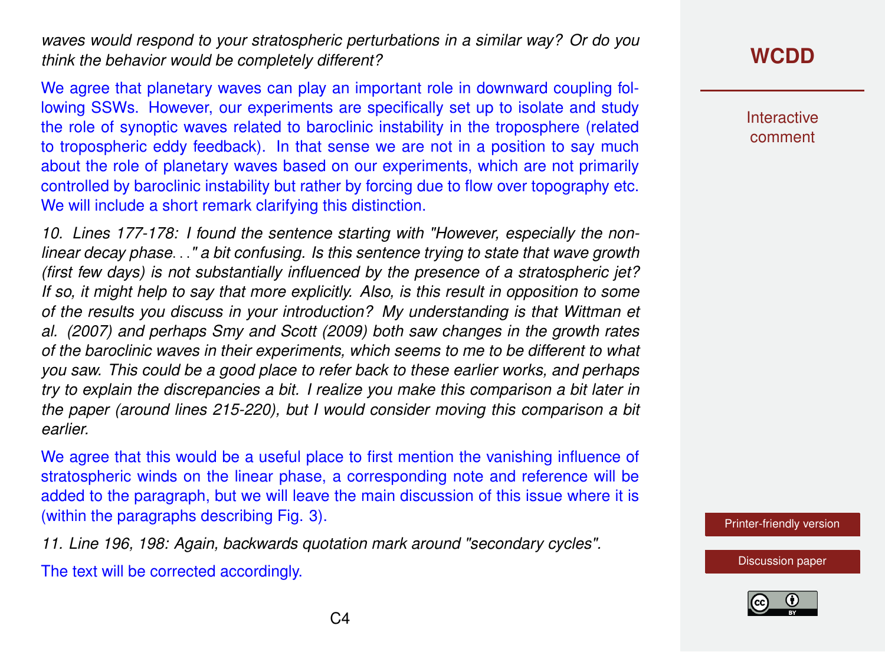*waves would respond to your stratospheric perturbations in a similar way? Or do you think the behavior would be completely different?*

We agree that planetary waves can play an important role in downward coupling following SSWs. However, our experiments are specifically set up to isolate and study the role of synoptic waves related to baroclinic instability in the troposphere (related to tropospheric eddy feedback). In that sense we are not in a position to say much about the role of planetary waves based on our experiments, which are not primarily controlled by baroclinic instability but rather by forcing due to flow over topography etc. We will include a short remark clarifying this distinction.

*10. Lines 177-178: I found the sentence starting with "However, especially the non-linear decay phase..." a bit confusing. Is this sentence trying to state that wave growth (first few days) is not substantially influenced by the presence of a stratospheric jet? If so, it might help to say that more explicitly. Also, is this result in opposition to some of the results you discuss in your introduction? My understanding is that Wittman et al. (2007) and perhaps Smy and Scott (2009) both saw changes in the growth rates of the baroclinic waves in their experiments, which seems to me to be different to what you saw. This could be a good place to refer back to these earlier works, and perhaps try to explain the discrepancies a bit. I realize you make this comparison a bit later in the paper (around lines 215-220), but I would consider moving this comparison a bit earlier.*

We agree that this would be a useful place to first mention the vanishing influence of stratospheric winds on the linear phase, a corresponding note and reference will be added to the paragraph, but we will leave the main discussion of this issue where it is (within the paragraphs describing Fig. 3).

*11. Line 196, 198: Again, backwards quotation mark around "secondary cycles".*

The text will be corrected accordingly.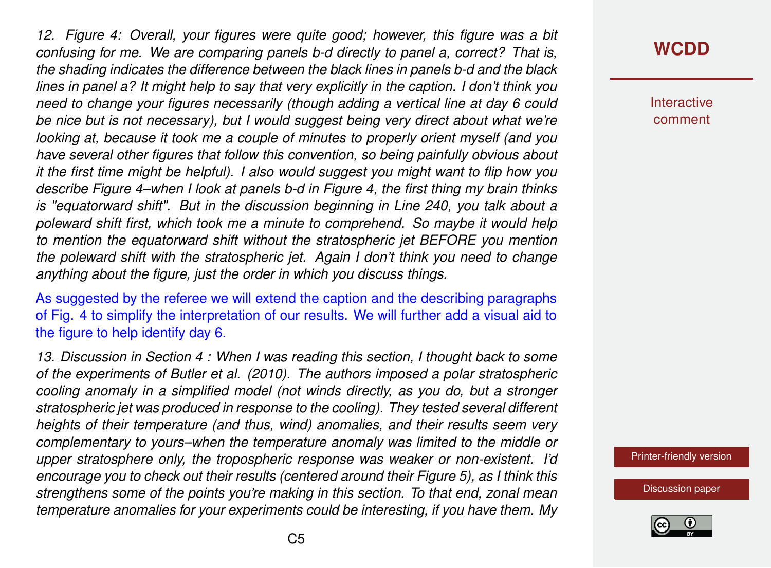*12. Figure 4: Overall, your figures were quite good; however, this figure was a bit confusing for me. We are comparing panels b-d directly to panel a, correct? That is, the shading indicates the difference between the black lines in panels b-d and the black lines in panel a? It might help to say that very explicitly in the caption. I don't think you need to change your figures necessarily (though adding a vertical line at day 6 could be nice but is not necessary), but I would suggest being very direct about what we're looking at, because it took me a couple of minutes to properly orient myself (and you have several other figures that follow this convention, so being painfully obvious about it the first time might be helpful). I also would suggest you might want to flip how you describe Figure 4–when I look at panels b-d in Figure 4, the first thing my brain thinks is "equatorward shift". But in the discussion beginning in Line 240, you talk about a poleward shift first, which took me a minute to comprehend. So maybe it would help to mention the equatorward shift without the stratospheric jet BEFORE you mention the poleward shift with the stratospheric jet. Again I don't think you need to change anything about the figure, just the order in which you discuss things.*

As suggested by the referee we will extend the caption and the describing paragraphs of Fig. 4 to simplify the interpretation of our results. We will further add a visual aid to the figure to help identify day 6.

*13. Discussion in Section 4 : When I was reading this section, I thought back to some of the experiments of Butler et al. (2010). The authors imposed a polar stratospheric cooling anomaly in a simplified model (not winds directly, as you do, but a stronger stratospheric jet was produced in response to the cooling). They tested several different heights of their temperature (and thus, wind) anomalies, and their results seem very complementary to yours–when the temperature anomaly was limited to the middle or upper stratosphere only, the tropospheric response was weaker or non-existent. I'd encourage you to check out their results (centered around their Figure 5), as I think this strengthens some of the points you're making in this section. To that end, zonal mean temperature anomalies for your experiments could be interesting, if you have them. My*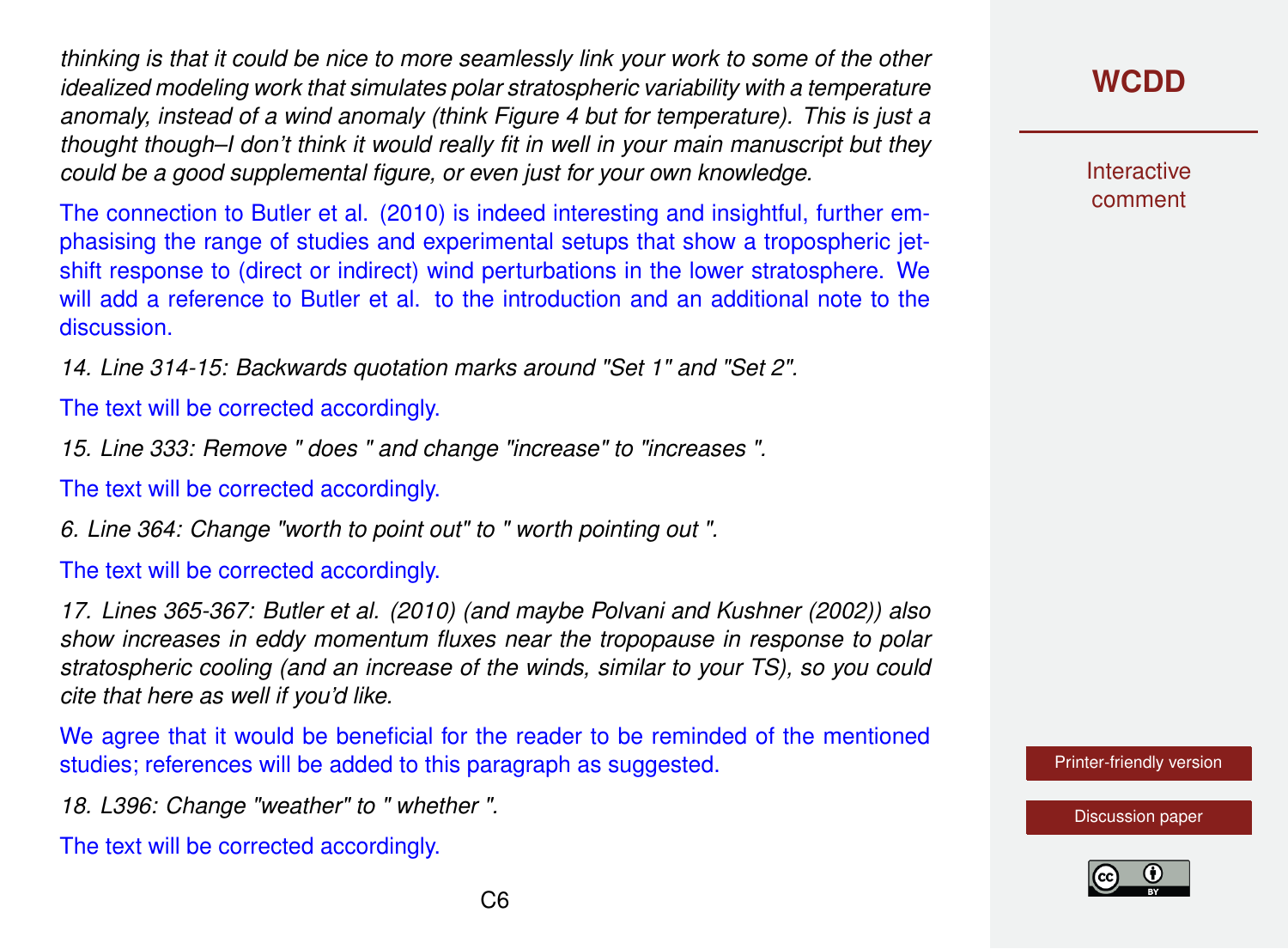*thinking is that it could be nice to more seamlessly link your work to some of the other idealized modeling work that simulates polar stratospheric variability with a temperature anomaly, instead of a wind anomaly (think Figure 4 but for temperature). This is just a thought though–I don't think it would really fit in well in your main manuscript but they could be a good supplemental figure, or even just for your own knowledge.*

The connection to Butler et al. (2010) is indeed interesting and insightful, further emphasising the range of studies and experimental setups that show a tropospheric jet-shift response to (direct or indirect) wind perturbations in the lower stratosphere. We will add a reference to Butler et al. to the introduction and an additional note to the discussion.

*14. Line 314-15: Backwards quotation marks around "Set 1" and "Set 2".*

The text will be corrected accordingly.

*15. Line 333: Remove " does " and change "increase" to "increases ".*

The text will be corrected accordingly.

*6. Line 364: Change "worth to point out" to " worth pointing out ".*

The text will be corrected accordingly.

*17. Lines 365-367: Butler et al. (2010) (and maybe Polvani and Kushner (2002)) also show increases in eddy momentum fluxes near the tropopause in response to polar stratospheric cooling (and an increase of the winds, similar to your TS), so you could cite that here as well if you'd like.*

We agree that it would be beneficial for the reader to be reminded of the mentioned studies; references will be added to this paragraph as suggested.

*18. L396: Change "weather" to " whether ".*

The text will be corrected accordingly.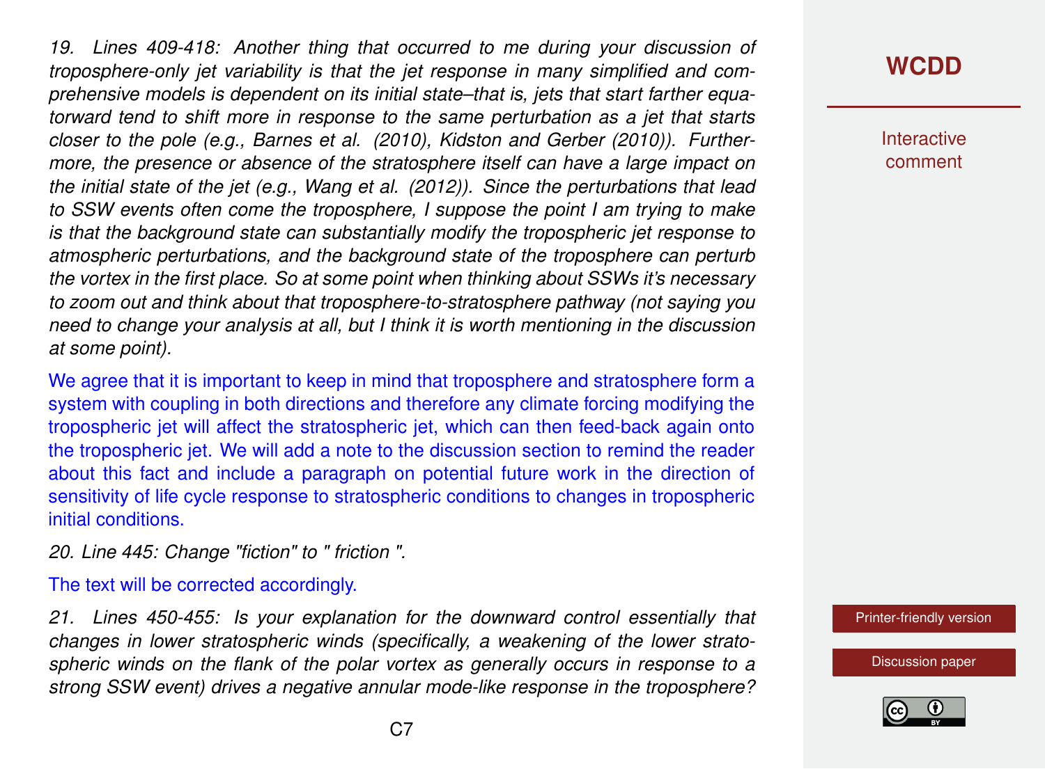*19. Lines 409-418: Another thing that occurred to me during your discussion of troposphere-only jet variability is that the jet response in many simplified and comprehensive models is dependent on its initial state–that is, jets that start farther equatorward tend to shift more in response to the same perturbation as a jet that starts closer to the pole (e.g., Barnes et al. (2010), Kidston and Gerber (2010)). Furthermore, the presence or absence of the stratosphere itself can have a large impact on the initial state of the jet (e.g., Wang et al. (2012)). Since the perturbations that lead to SSW events often come the troposphere, I suppose the point I am trying to make is that the background state can substantially modify the tropospheric jet response to atmospheric perturbations, and the background state of the troposphere can perturb the vortex in the first place. So at some point when thinking about SSWs it's necessary to zoom out and think about that troposphere-to-stratosphere pathway (not saying you need to change your analysis at all, but I think it is worth mentioning in the discussion at some point).*

We agree that it is important to keep in mind that troposphere and stratosphere form a system with coupling in both directions and therefore any climate forcing modifying the tropospheric jet will affect the stratospheric jet, which can then feed-back again onto the tropospheric jet. We will add a note to the discussion section to remind the reader about this fact and include a paragraph on potential future work in the direction of sensitivity of life cycle response to stratospheric conditions to changes in tropospheric initial conditions.

*20. Line 445: Change "fiction" to " friction ".*

The text will be corrected accordingly.

*21. Lines 450-455: Is your explanation for the downward control essentially that changes in lower stratospheric winds (specifically, a weakening of the lower stratospheric winds on the flank of the polar vortex as generally occurs in response to a strong SSW event) drives a negative annular mode-like response in the troposphere?*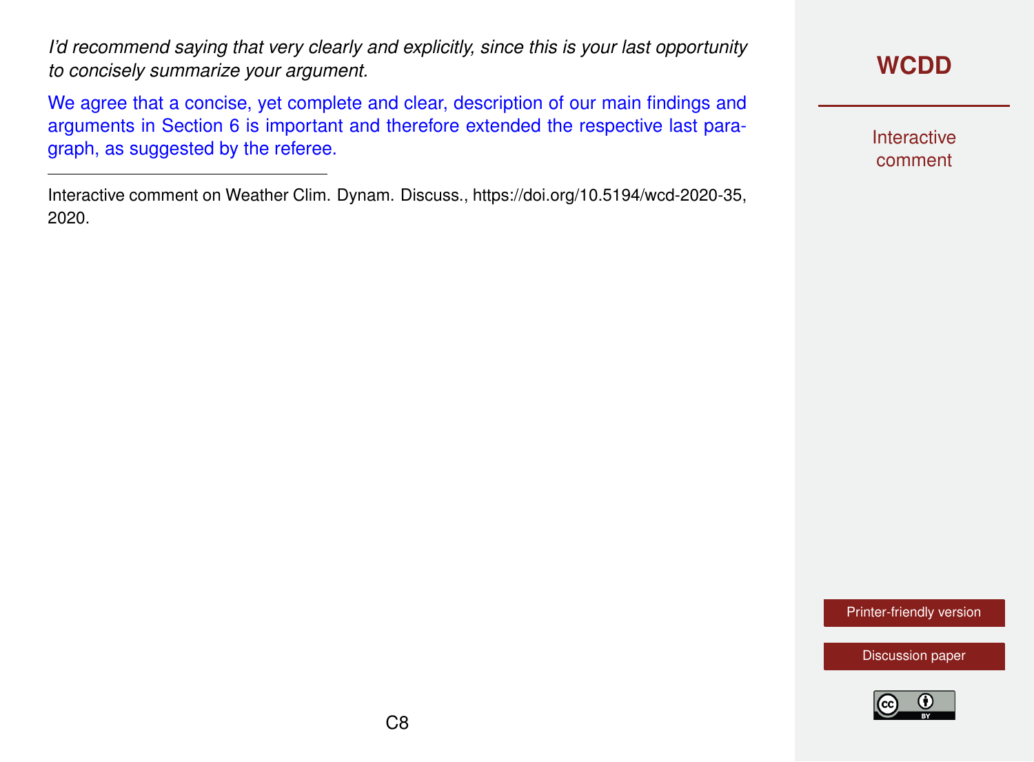*I'd recommend saying that very clearly and explicitly, since this is your last opportunity to concisely summarize your argument.*

We agree that a concise, yet complete and clear, description of our main findings and arguments in Section 6 is important and therefore extended the respective last paragraph, as suggested by the referee.

---

Interactive comment on Weather Clim. Dynam. Discuss., https://doi.org/10.5194/wcd-2020-35, 2020.